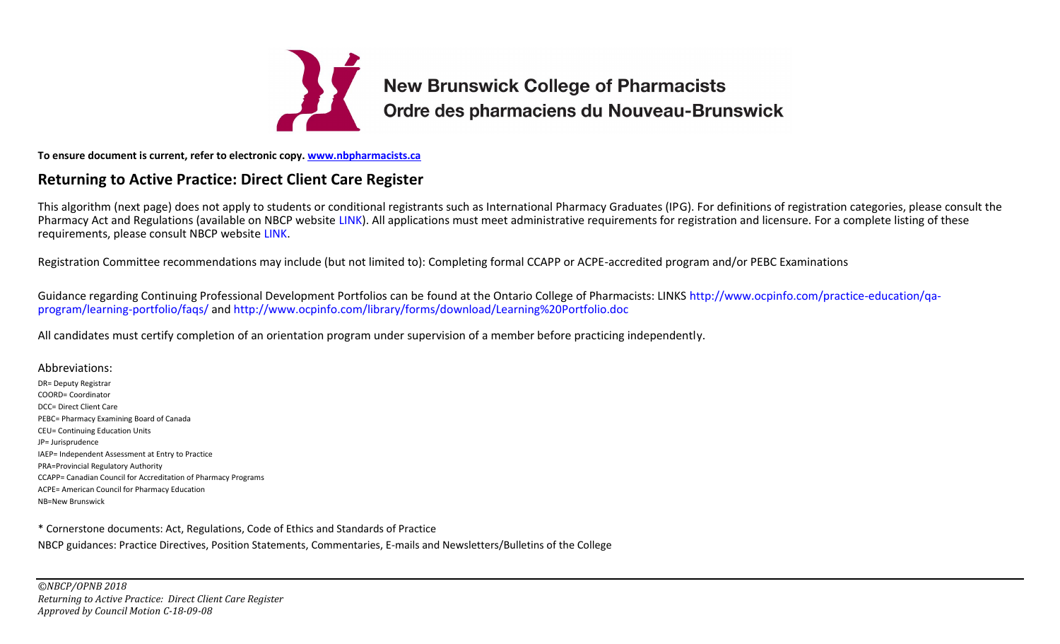**New Brunswick College of Pharmacists**
**Ordre des pharmaciens du Nouveau-Brunswick**

**To ensure document is current, refer to electronic copy. www.nbpharmacists.ca**

## Returning to Active Practice: Direct Client Care Register

This algorithm (next page) does not apply to students or conditional registrants such as International Pharmacy Graduates (IPG). For definitions of registration categories, please consult the Pharmacy Act and Regulations (available on NBCP website LINK). All applications must meet administrative requirements for registration and licensure. For a complete listing of these requirements, please consult NBCP website LINK.

Registration Committee recommendations may include (but not limited to): Completing formal CCAPP or ACPE-accredited program and/or PEBC Examinations

Guidance regarding Continuing Professional Development Portfolios can be found at the Ontario College of Pharmacists: LINKS http://www.ocpinfo.com/practice-education/qa-program/learning-portfolio/faqs/ and http://www.ocpinfo.com/library/forms/download/Learning%20Portfolio.doc

All candidates must certify completion of an orientation program under supervision of a member before practicing independently.

Abbreviations:

DR= Deputy Registrar
COORD= Coordinator
DCC= Direct Client Care
PEBC= Pharmacy Examining Board of Canada
CEU= Continuing Education Units
JP= Jurisprudence
IAEP= Independent Assessment at Entry to Practice
PRA=Provincial Regulatory Authority
CCAPP= Canadian Council for Accreditation of Pharmacy Programs
ACPE= American Council for Pharmacy Education
NB=New Brunswick

* Cornerstone documents: Act, Regulations, Code of Ethics and Standards of Practice

NBCP guidances: Practice Directives, Position Statements, Commentaries, E-mails and Newsletters/Bulletins of the College

*©NBCP/OPNB 2018*
*Returning to Active Practice: Direct Client Care Register*
*Approved by Council Motion C-18-09-08*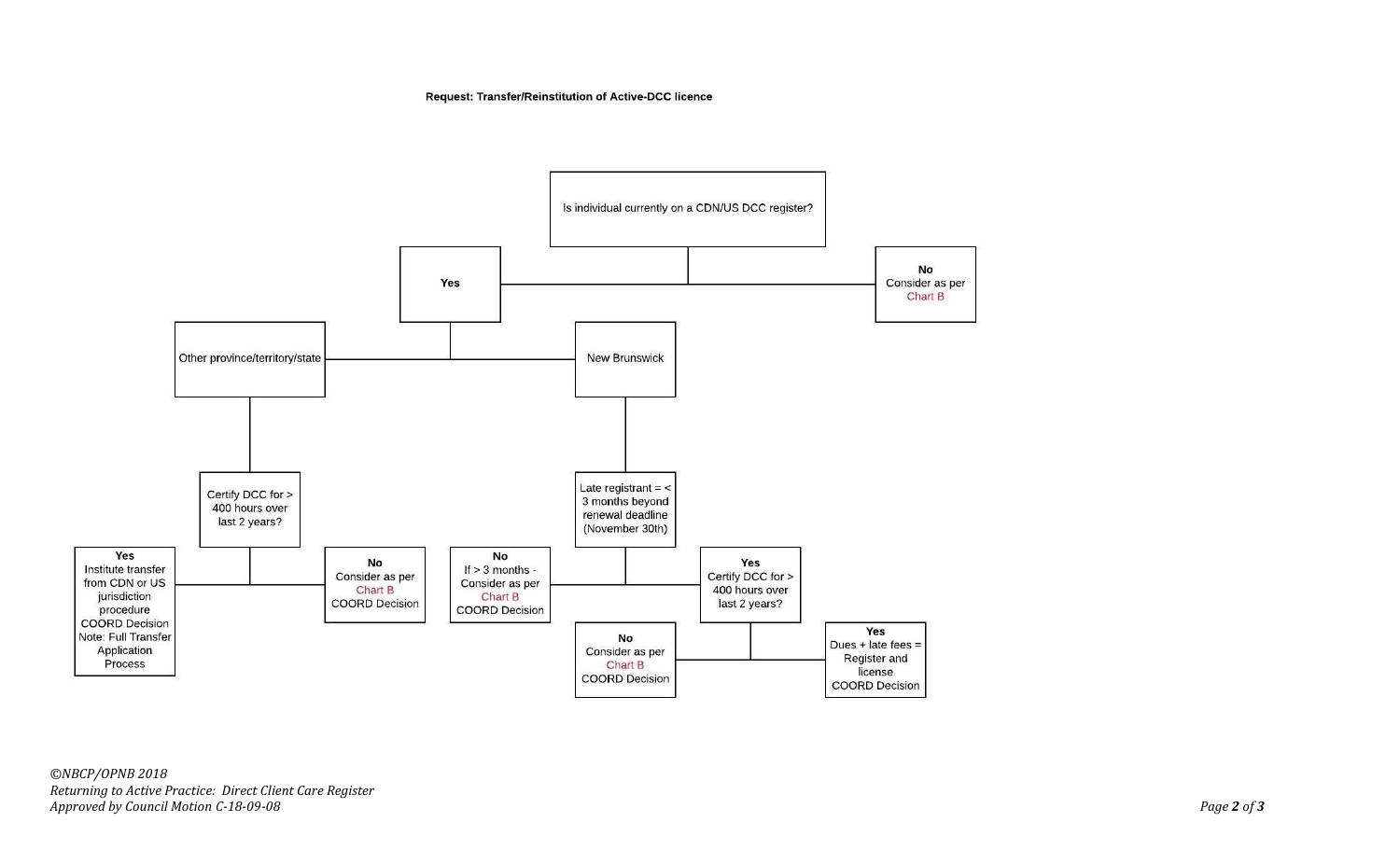**Request: Transfer/Reinstitution of Active-DCC licence**

- **Is individual currently on a CDN/US DCC register?**
  - **No** – Consider as per Chart B
  - **Yes**
    - **Other province/territory/state**
      - Certify DCC for > 400 hours over last 2 years?
        - **Yes** – Institute transfer from CDN or US jurisdiction procedure; COORD Decision. Note: Full Transfer Application Process
        - **No** – Consider as per Chart B; COORD Decision
    - **New Brunswick**
      - Late registrant = < 3 months beyond renewal deadline (November 30th)
        - **No** – If > 3 months - Consider as per Chart B; COORD Decision
        - **Yes** – Certify DCC for > 400 hours over last 2 years?
          - **Yes** – Dues + late fees = Register and license; COORD Decision
          - **No** – Consider as per Chart B; COORD Decision

*©NBCP/OPNB 2018*
*Returning to Active Practice: Direct Client Care Register*
*Approved by Council Motion C-18-09-08*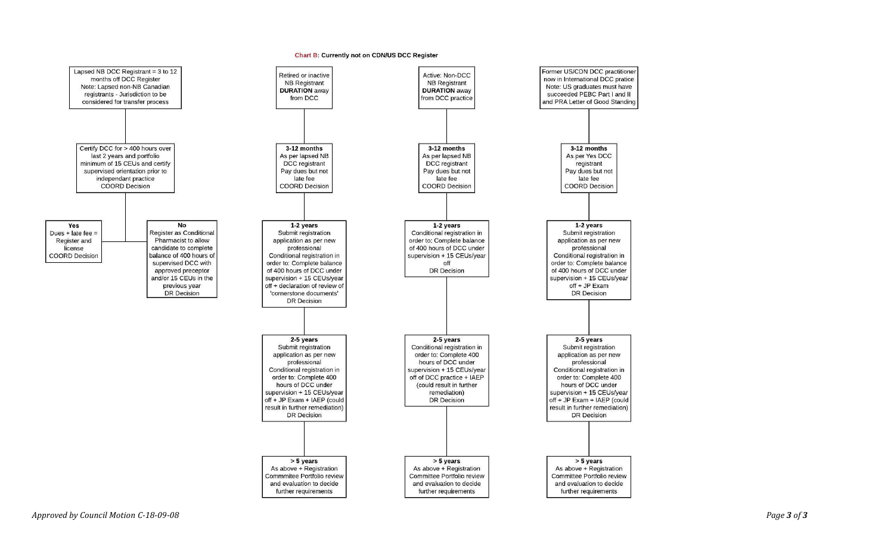**Chart B: Currently not on CDN/US DCC Register**

Lapsed NB DCC Registrant = 3 to 12 months off DCC Register
Note: Lapsed non-NB Canadian registrants - Jurisdiction to be considered for transfer process

Certify DCC for > 400 hours over last 2 years and portfolio minimum of 15 CEUs and certify supervised orientation prior to independant practice
COORD Decision

**Yes**
Dues + late fee = Register and license
COORD Decision

**No**
Register as Conditional Pharmacist to allow candidate to complete balance of 400 hours of supervised DCC with approved preceptor and/or 15 CEUs in the previous year
DR Decision

---

Retired or inactive NB Registrant **DURATION** away from DCC

**3-12 months**
As per lapsed NB DCC registrant
Pay dues but not late fee
COORD Decision

**1-2 years**
Submit registration application as per new professional
Conditional registration in order to: Complete balance of 400 hours of DCC under supervision + 15 CEUs/year off + declaration of review of 'cornerstone documents'
DR Decision

**2-5 years**
Submit registration application as per new professional
Conditional registration in order to: Complete 400 hours of DCC under supervision + 15 CEUs/year off + JP Exam + IAEP (could result in further remediation)
DR Decision

**> 5 years**
As above + Registration Commmitee Portfolio review and evaluation to decide further requirements

---

Active: Non-DCC NB Registrant **DURATION** away from DCC practice

**3-12 months**
As per lapsed NB DCC registrant
Pay dues but not late fee
COORD Decision

**1-2 years**
Conditional registration in order to: Complete balance of 400 hours of DCC under supervision + 15 CEUs/year off
DR Decision

**2-5 years**
Conditional registration in order to: Complete 400 hours of DCC under supervision + 15 CEUs/year off of DCC practice + IAEP (could result in further remediation)
DR Decision

**> 5 years**
As above + Registration Committee Portfolio review and evaluation to decide further requirements

---

Former US/CDN DCC practitioner now in International DCC pratice
Note: US graduates must have succeeded PEBC Part I and II and PRA Letter of Good Standing

**3-12 months**
As per Yes DCC registrant
Pay dues but not late fee
COORD Decision

**1-2 years**
Submit registration application as per new professional
Conditional registration in order to: Complete balance of 400 hours of DCC under supervision + 15 CEUs/year off + JP Exam
DR Decision

**2-5 years**
Submit registration application as per new professional
Conditional registration in order to: Complete 400 hours of DCC under supervision + 15 CEUs/year off + JP Exam + IAEP (could result in further remediation)
DR Decision

**> 5 years**
As above + Registration Committee Portfolio review and evaluation to decide further requirements

---

*Approved by Council Motion C-18-09-08*